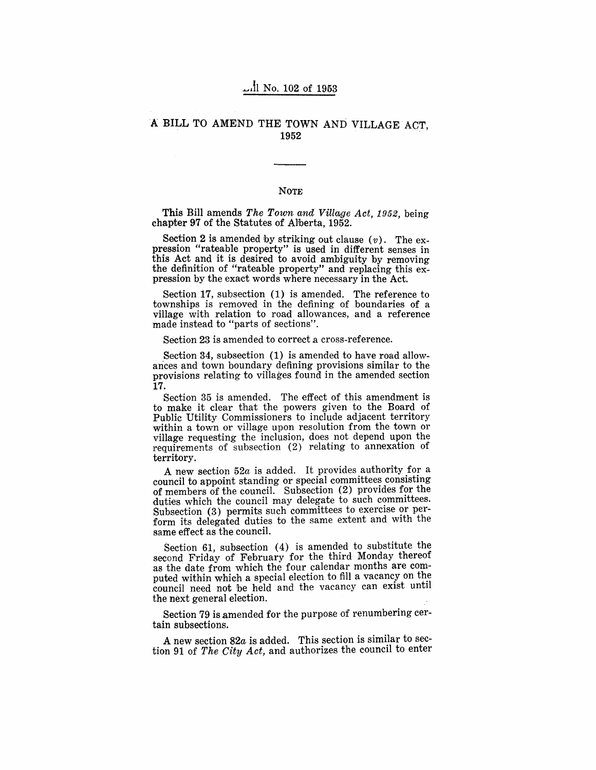# Bill No. 102 of 1953

## A BILL TO AMEND THE TOWN AND VILLAGE ACT, 1952

### NOTE

This Bill amends *The Town and Village Act, 1952*, being chapter 97 of the Statutes of Alberta, 1952.

Section 2 is amended by striking out clause (*v*). The expression "rateable property" is used in different senses in this Act and it is desired to avoid ambiguity by removing the definition of "rateable property" and replacing this expression by the exact words where necessary in the Act.

Section 17, subsection (1) is amended. The reference to townships is removed in the defining of boundaries of a village with relation to road allowances, and a reference made instead to "parts of sections".

Section 23 is amended to correct a cross-reference.

Section 34, subsection (1) is amended to have road allowances and town boundary defining provisions similar to the provisions relating to villages found in the amended section 17.

Section 35 is amended. The effect of this amendment is to make it clear that the powers given to the Board of Public Utility Commissioners to include adjacent territory within a town or village upon resolution from the town or village requesting the inclusion, does not depend upon the requirements of subsection (2) relating to annexation of territory.

A new section 52*a* is added. It provides authority for a council to appoint standing or special committees consisting of members of the council. Subsection (2) provides for the duties which the council may delegate to such committees. Subsection (3) permits such committees to exercise or perform its delegated duties to the same extent and with the same effect as the council.

Section 61, subsection (4) is amended to substitute the second Friday of February for the third Monday thereof as the date from which the four calendar months are computed within which a special election to fill a vacancy on the council need not be held and the vacancy can exist until the next general election.

Section 79 is amended for the purpose of renumbering certain subsections.

A new section 82*a* is added. This section is similar to section 91 of *The City Act*, and authorizes the council to enter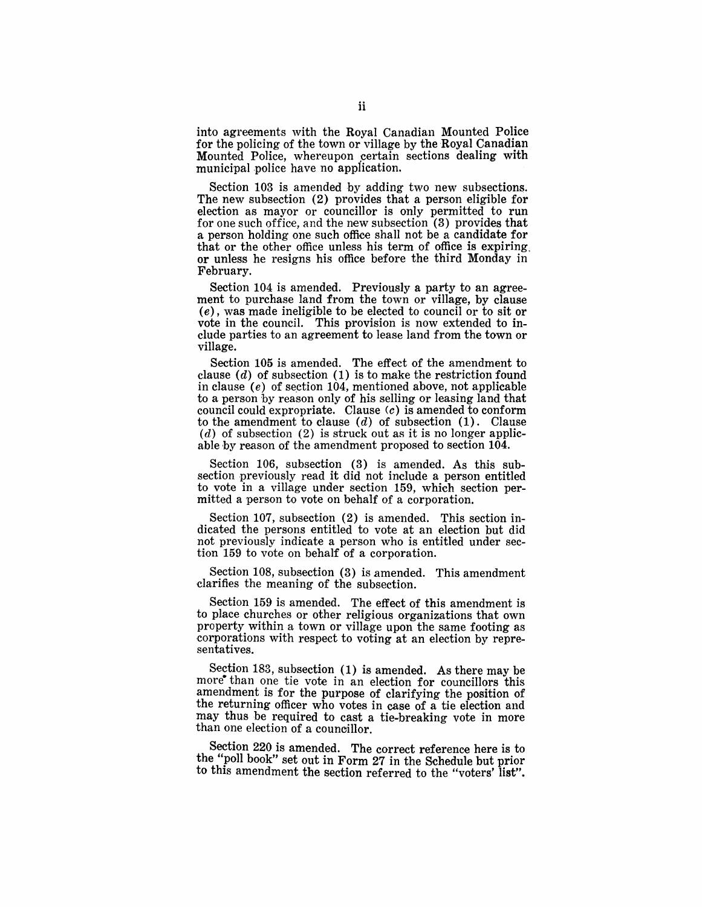into agreements with the Royal Canadian Mounted Police for the policing of the town or village by the Royal Canadian Mounted Police, whereupon certain sections dealing with municipal police have no application.

Section 103 is amended by adding two new subsections. The new subsection (2) provides that a person eligible for election as mayor or councillor is only permitted to run for one such office, and the new subsection (3) provides that a person holding one such office shall not be a candidate for that or the other office unless his term of office is expiring or unless he resigns his office before the third Monday in February.

Section 104 is amended. Previously a party to an agreement to purchase land from the town or village, by clause (*e*), was made ineligible to be elected to council or to sit or vote in the council. This provision is now extended to include parties to an agreement to lease land from the town or village.

Section 105 is amended. The effect of the amendment to clause (*d*) of subsection (1) is to make the restriction found in clause (*e*) of section 104, mentioned above, not applicable to a person by reason only of his selling or leasing land that council could expropriate. Clause (*c*) is amended to conform to the amendment to clause (*d*) of subsection (1). Clause (*d*) of subsection (2) is struck out as it is no longer applicable by reason of the amendment proposed to section 104.

Section 106, subsection (3) is amended. As this subsection previously read it did not include a person entitled to vote in a village under section 159, which section permitted a person to vote on behalf of a corporation.

Section 107, subsection (2) is amended. This section indicated the persons entitled to vote at an election but did not previously indicate a person who is entitled under section 159 to vote on behalf of a corporation.

Section 108, subsection (3) is amended. This amendment clarifies the meaning of the subsection.

Section 159 is amended. The effect of this amendment is to place churches or other religious organizations that own property within a town or village upon the same footing as corporations with respect to voting at an election by representatives.

Section 183, subsection (1) is amended. As there may be more than one tie vote in an election for councillors this amendment is for the purpose of clarifying the position of the returning officer who votes in case of a tie election and may thus be required to cast a tie-breaking vote in more than one election of a councillor.

Section 220 is amended. The correct reference here is to the "poll book" set out in Form 27 in the Schedule but prior to this amendment the section referred to the "voters' list".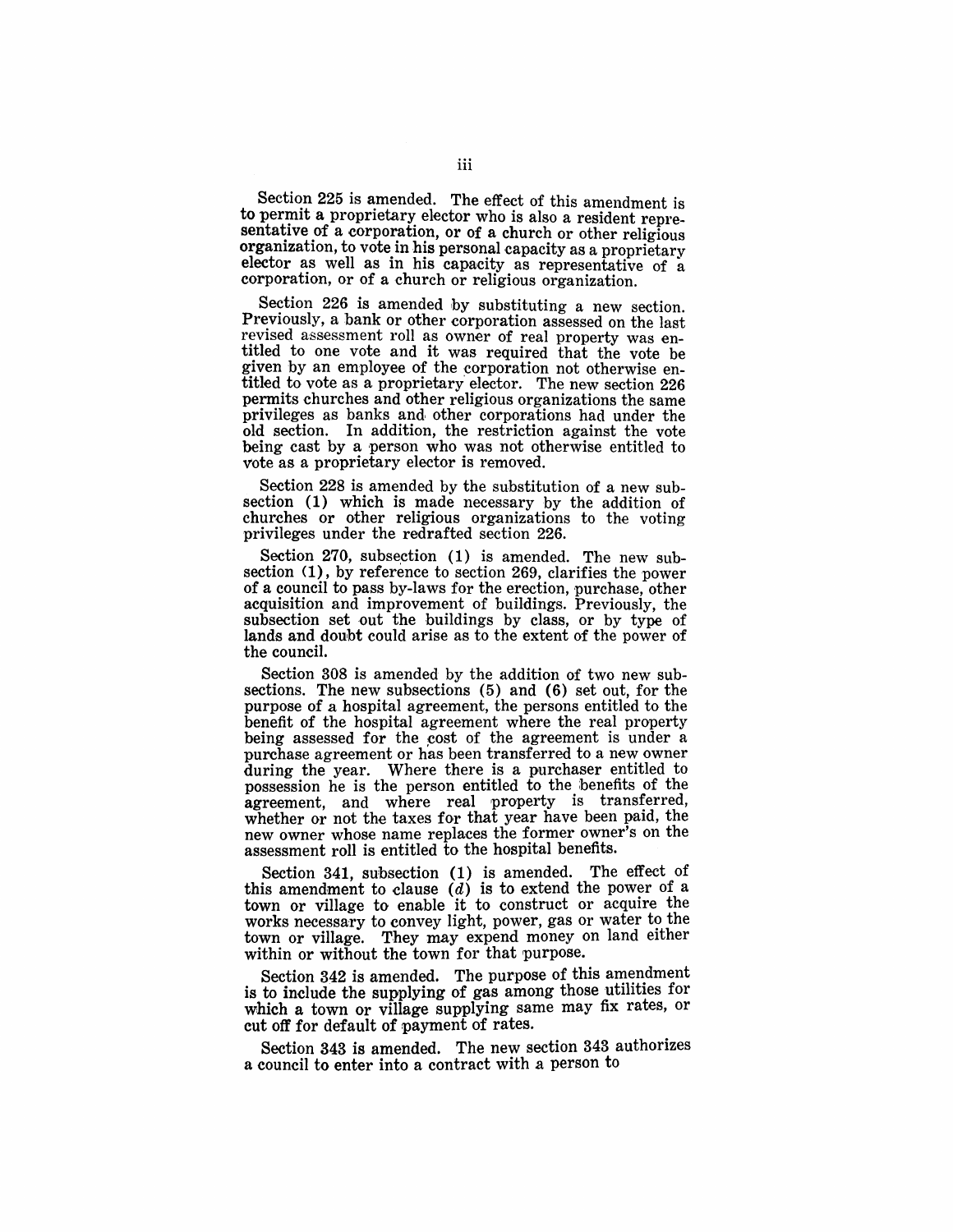Section 225 is amended. The effect of this amendment is to permit a proprietary elector who is also a resident representative of a corporation, or of a church or other religious organization, to vote in his personal capacity as a proprietary elector as well as in his capacity as representative of a corporation, or of a church or religious organization.

Section 226 is amended by substituting a new section. Previously, a bank or other corporation assessed on the last revised assessment roll as owner of real property was entitled to one vote and it was required that the vote be given by an employee of the corporation not otherwise entitled to vote as a proprietary elector. The new section 226 permits churches and other religious organizations the same privileges as banks and other corporations had under the old section. In addition, the restriction against the vote being cast by a person who was not otherwise entitled to vote as a proprietary elector is removed.

Section 228 is amended by the substitution of a new subsection (1) which is made necessary by the addition of churches or other religious organizations to the voting privileges under the redrafted section 226.

Section 270, subsection (1) is amended. The new subsection (1), by reference to section 269, clarifies the power of a council to pass by-laws for the erection, purchase, other acquisition and improvement of buildings. Previously, the subsection set out the buildings by class, or by type of lands and doubt could arise as to the extent of the power of the council.

Section 308 is amended by the addition of two new subsections. The new subsections (5) and (6) set out, for the purpose of a hospital agreement, the persons entitled to the benefit of the hospital agreement where the real property being assessed for the cost of the agreement is under a purchase agreement or has been transferred to a new owner during the year. Where there is a purchaser entitled to possession he is the person entitled to the benefits of the agreement, and where real property is transferred, whether or not the taxes for that year have been paid, the new owner whose name replaces the former owner's on the assessment roll is entitled to the hospital benefits.

Section 341, subsection (1) is amended. The effect of this amendment to clause (*d*) is to extend the power of a town or village to enable it to construct or acquire the works necessary to convey light, power, gas or water to the town or village. They may expend money on land either within or without the town for that purpose.

Section 342 is amended. The purpose of this amendment is to include the supplying of gas among those utilities for which a town or village supplying same may fix rates, or cut off for default of payment of rates.

Section 343 is amended. The new section 343 authorizes a council to enter into a contract with a person to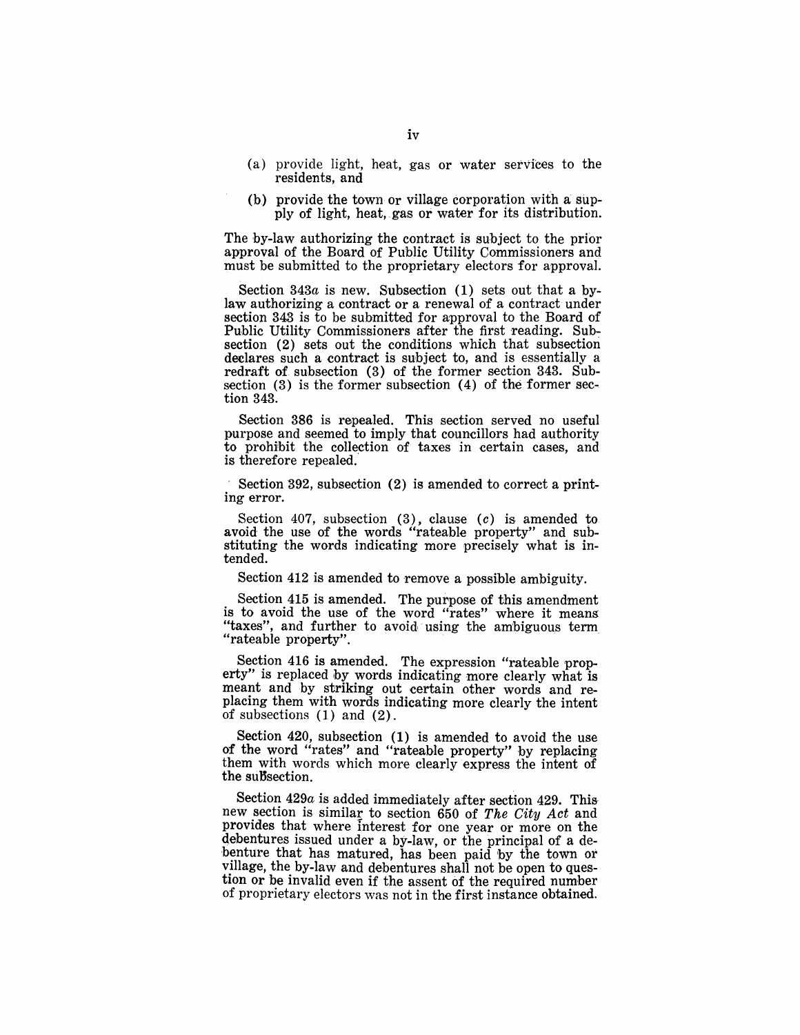(a) provide light, heat, gas or water services to the residents, and

(b) provide the town or village corporation with a supply of light, heat, gas or water for its distribution.

The by-law authorizing the contract is subject to the prior approval of the Board of Public Utility Commissioners and must be submitted to the proprietary electors for approval.

Section 343*a* is new. Subsection (1) sets out that a by-law authorizing a contract or a renewal of a contract under section 343 is to be submitted for approval to the Board of Public Utility Commissioners after the first reading. Subsection (2) sets out the conditions which that subsection declares such a contract is subject to, and is essentially a redraft of subsection (3) of the former section 343. Subsection (3) is the former subsection (4) of the former section 343.

Section 386 is repealed. This section served no useful purpose and seemed to imply that councillors had authority to prohibit the collection of taxes in certain cases, and is therefore repealed.

Section 392, subsection (2) is amended to correct a printing error.

Section 407, subsection (3), clause (*c*) is amended to avoid the use of the words "rateable property" and substituting the words indicating more precisely what is intended.

Section 412 is amended to remove a possible ambiguity.

Section 415 is amended. The purpose of this amendment is to avoid the use of the word "rates" where it means "taxes", and further to avoid using the ambiguous term "rateable property".

Section 416 is amended. The expression "rateable property" is replaced by words indicating more clearly what is meant and by striking out certain other words and replacing them with words indicating more clearly the intent of subsections (1) and (2).

Section 420, subsection (1) is amended to avoid the use of the word "rates" and "rateable property" by replacing them with words which more clearly express the intent of the subsection.

Section 429*a* is added immediately after section 429. This new section is similar to section 650 of *The City Act* and provides that where interest for one year or more on the debentures issued under a by-law, or the principal of a debenture that has matured, has been paid by the town or village, the by-law and debentures shall not be open to question or be invalid even if the assent of the required number of proprietary electors was not in the first instance obtained.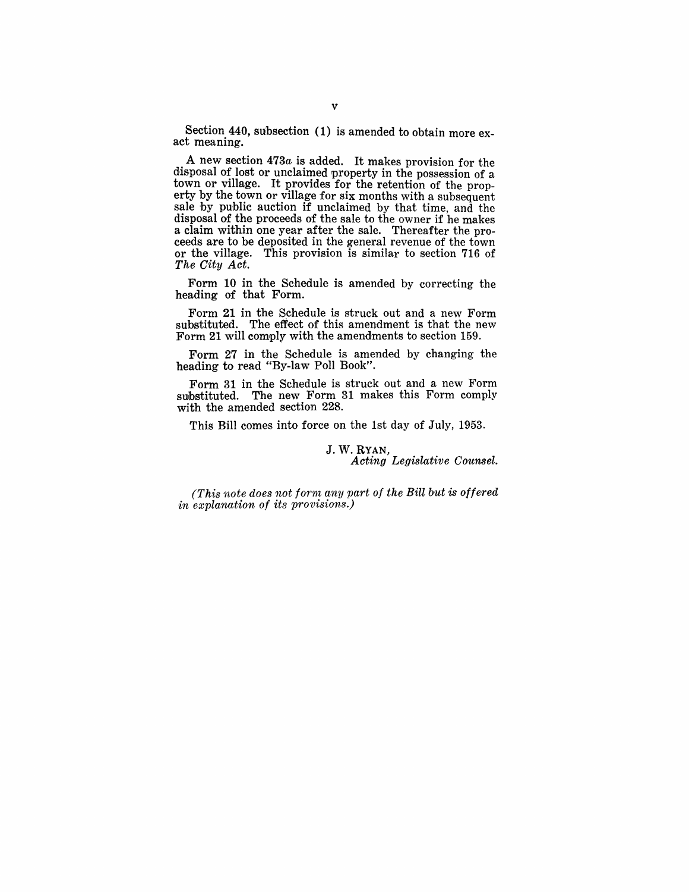Section 440, subsection (1) is amended to obtain more exact meaning.

A new section 473*a* is added. It makes provision for the disposal of lost or unclaimed property in the possession of a town or village. It provides for the retention of the property by the town or village for six months with a subsequent sale by public auction if unclaimed by that time, and the disposal of the proceeds of the sale to the owner if he makes a claim within one year after the sale. Thereafter the proceeds are to be deposited in the general revenue of the town or the village. This provision is similar to section 716 of *The City Act*.

Form 10 in the Schedule is amended by correcting the heading of that Form.

Form 21 in the Schedule is struck out and a new Form substituted. The effect of this amendment is that the new Form 21 will comply with the amendments to section 159.

Form 27 in the Schedule is amended by changing the heading to read "By-law Poll Book".

Form 31 in the Schedule is struck out and a new Form substituted. The new Form 31 makes this Form comply with the amended section 228.

This Bill comes into force on the 1st day of July, 1953.

J. W. RYAN,
*Acting Legislative Counsel.*

*(This note does not form any part of the Bill but is offered in explanation of its provisions.)*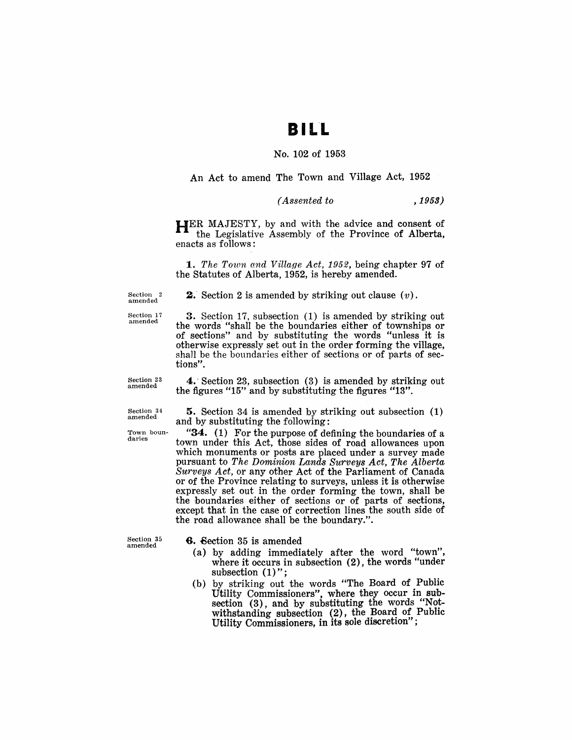# BILL

No. 102 of 1953

An Act to amend The Town and Village Act, 1952

*(Assented to , 1953)*

HER MAJESTY, by and with the advice and consent of the Legislative Assembly of the Province of Alberta, enacts as follows:

**1.** *The Town and Village Act, 1952*, being chapter 97 of the Statutes of Alberta, 1952, is hereby amended.

Section 2 amended

**2.** Section 2 is amended by striking out clause (*v*).

Section 17 amended

**3.** Section 17, subsection (1) is amended by striking out the words "shall be the boundaries either of townships or of sections" and by substituting the words "unless it is otherwise expressly set out in the order forming the village, shall be the boundaries either of sections or of parts of sections".

Section 23 amended

**4.** Section 23, subsection (3) is amended by striking out the figures "15" and by substituting the figures "13".

Section 34 amended

**5.** Section 34 is amended by striking out subsection (1) and by substituting the following:

Town boundaries

"**34.** (1) For the purpose of defining the boundaries of a town under this Act, those sides of road allowances upon which monuments or posts are placed under a survey made pursuant to *The Dominion Lands Surveys Act*, *The Alberta Surveys Act*, or any other Act of the Parliament of Canada or of the Province relating to surveys, unless it is otherwise expressly set out in the order forming the town, shall be the boundaries either of sections or of parts of sections, except that in the case of correction lines the south side of the road allowance shall be the boundary.".

Section 35 amended

**6.** Section 35 is amended

(a) by adding immediately after the word "town", where it occurs in subsection (2), the words "under subsection (1)";

(b) by striking out the words "The Board of Public Utility Commissioners", where they occur in subsection (3), and by substituting the words "Notwithstanding subsection (2), the Board of Public Utility Commissioners, in its sole discretion";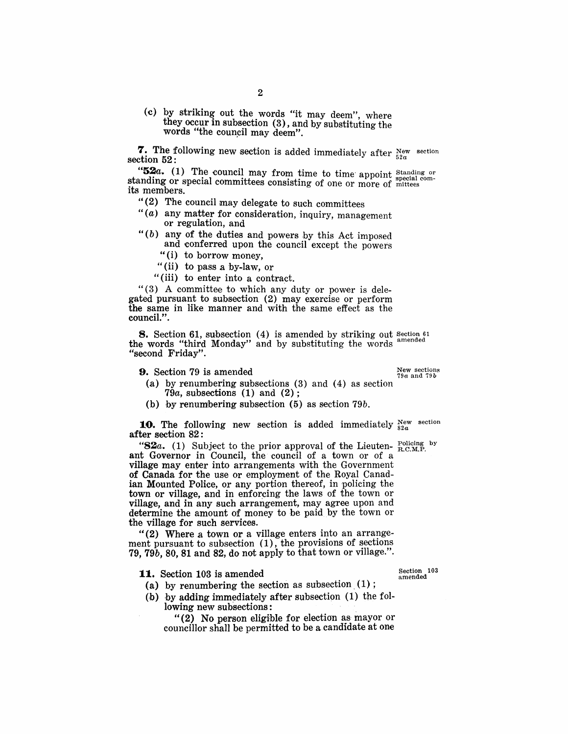(c) by striking out the words "it may deem", where they occur in subsection (3), and by substituting the words "the council may deem".

**7.** The following new section is added immediately after section 52:

*New section 52a*

"**52a.** (1) The council may from time to time appoint standing or special committees consisting of one or more of its members.

*Standing or special committees*

"(2) The council may delegate to such committees

"(a) any matter for consideration, inquiry, management or regulation, and

"(b) any of the duties and powers by this Act imposed and conferred upon the council except the powers

"(i) to borrow money,

"(ii) to pass a by-law, or

"(iii) to enter into a contract.

"(3) A committee to which any duty or power is delegated pursuant to subsection (2) may exercise or perform the same in like manner and with the same effect as the council.".

**8.** Section 61, subsection (4) is amended by striking out the words "third Monday" and by substituting the words "second Friday".

*Section 61 amended*

**9.** Section 79 is amended

*New sections 79a and 79b*

(a) by renumbering subsections (3) and (4) as section 79a, subsections (1) and (2);

(b) by renumbering subsection (5) as section 79b.

**10.** The following new section is added immediately after section 82:

*New section 82a*

"**82a.** (1) Subject to the prior approval of the Lieutenant Governor in Council, the council of a town or of a village may enter into arrangements with the Government of Canada for the use or employment of the Royal Canadian Mounted Police, or any portion thereof, in policing the town or village, and in enforcing the laws of the town or village, and in any such arrangement, may agree upon and determine the amount of money to be paid by the town or the village for such services.

*Policing by R.C.M.P.*

"(2) Where a town or a village enters into an arrangement pursuant to subsection (1), the provisions of sections 79, 79b, 80, 81 and 82, do not apply to that town or village.".

**11.** Section 103 is amended

*Section 103 amended*

(a) by renumbering the section as subsection (1);

(b) by adding immediately after subsection (1) the following new subsections:

"(2) No person eligible for election as mayor or councillor shall be permitted to be a candidate at one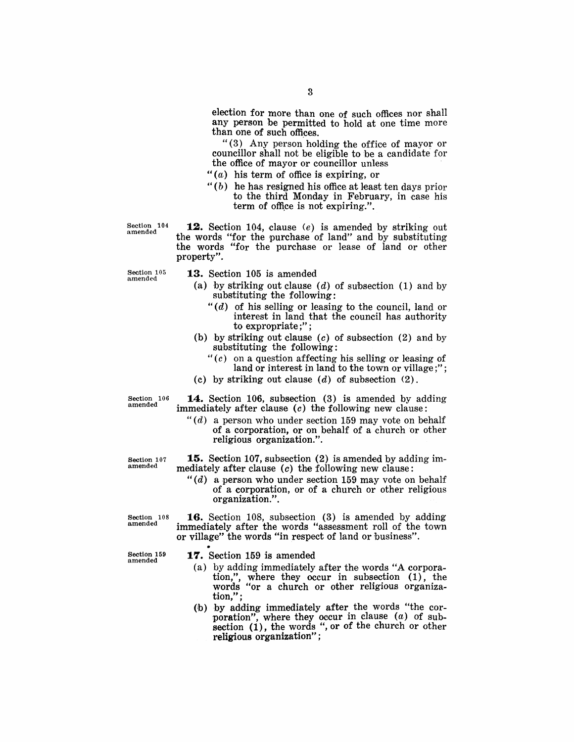election for more than one of such offices nor shall any person be permitted to hold at one time more than one of such offices.

"(3) Any person holding the office of mayor or councillor shall not be eligible to be a candidate for the office of mayor or councillor unless

"(*a*) his term of office is expiring, or

"(*b*) he has resigned his office at least ten days prior to the third Monday in February, in case his term of office is not expiring.".

Section 104 amended

**12.** Section 104, clause (*e*) is amended by striking out the words "for the purchase of land" and by substituting the words "for the purchase or lease of land or other property".

Section 105 amended

**13.** Section 105 is amended

(a) by striking out clause (*d*) of subsection (1) and by substituting the following:

"(*d*) of his selling or leasing to the council, land or interest in land that the council has authority to expropriate;";

(b) by striking out clause (*c*) of subsection (2) and by substituting the following:

"(*c*) on a question affecting his selling or leasing of land or interest in land to the town or village;";

(c) by striking out clause (*d*) of subsection (2).

Section 106 amended

**14.** Section 106, subsection (3) is amended by adding immediately after clause (*c*) the following new clause:

"(*d*) a person who under section 159 may vote on behalf of a corporation, or on behalf of a church or other religious organization.".

Section 107 amended

**15.** Section 107, subsection (2) is amended by adding immediately after clause (*c*) the following new clause:

"(*d*) a person who under section 159 may vote on behalf of a corporation, or of a church or other religious organization.".

Section 108 amended

**16.** Section 108, subsection (3) is amended by adding immediately after the words "assessment roll of the town or village" the words "in respect of land or business".

Section 159 amended

**17.** Section 159 is amended

(a) by adding immediately after the words "A corporation,", where they occur in subsection (1), the words "or a church or other religious organization,";

(b) by adding immediately after the words "the corporation", where they occur in clause (*a*) of subsection (1), the words ", or of the church or other religious organization";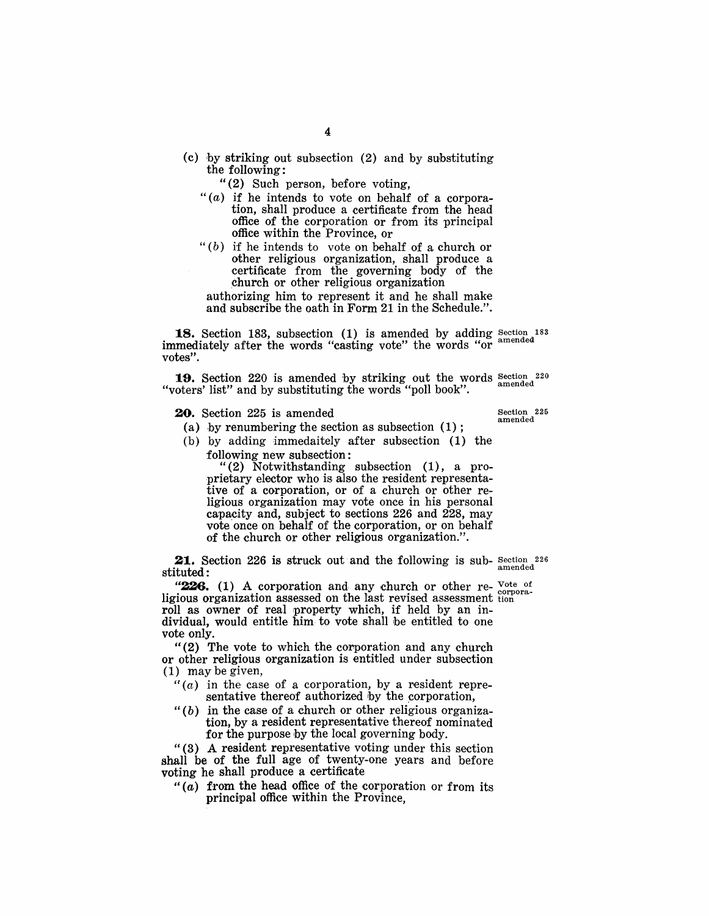(c) by striking out subsection (2) and by substituting the following:

"(2) Such person, before voting,

"(*a*) if he intends to vote on behalf of a corporation, shall produce a certificate from the head office of the corporation or from its principal office within the Province, or

"(*b*) if he intends to vote on behalf of a church or other religious organization, shall produce a certificate from the governing body of the church or other religious organization

authorizing him to represent it and he shall make and subscribe the oath in Form 21 in the Schedule.".

**18.** Section 183, subsection (1) is amended by adding immediately after the words "casting vote" the words "or votes". *Section 183 amended*

**19.** Section 220 is amended by striking out the words "voters' list" and by substituting the words "poll book". *Section 220 amended*

**20.** Section 225 is amended *Section 225 amended*

(a) by renumbering the section as subsection (1);

(b) by adding immedaitely after subsection (1) the following new subsection:

"(2) Notwithstanding subsection (1), a proprietary elector who is also the resident representative of a corporation, or of a church or other religious organization may vote once in his personal capacity and, subject to sections 226 and 228, may vote once on behalf of the corporation, or on behalf of the church or other religious organization.".

**21.** Section 226 is struck out and the following is substituted: *Section 226 amended*

"**226.** (1) A corporation and any church or other religious organization assessed on the last revised assessment roll as owner of real property which, if held by an individual, would entitle him to vote shall be entitled to one vote only. *Vote of corporation*

"(2) The vote to which the corporation and any church or other religious organization is entitled under subsection (1) may be given,

"(*a*) in the case of a corporation, by a resident representative thereof authorized by the corporation,

"(*b*) in the case of a church or other religious organization, by a resident representative thereof nominated for the purpose by the local governing body.

"(3) A resident representative voting under this section shall be of the full age of twenty-one years and before voting he shall produce a certificate

"(*a*) from the head office of the corporation or from its principal office within the Province,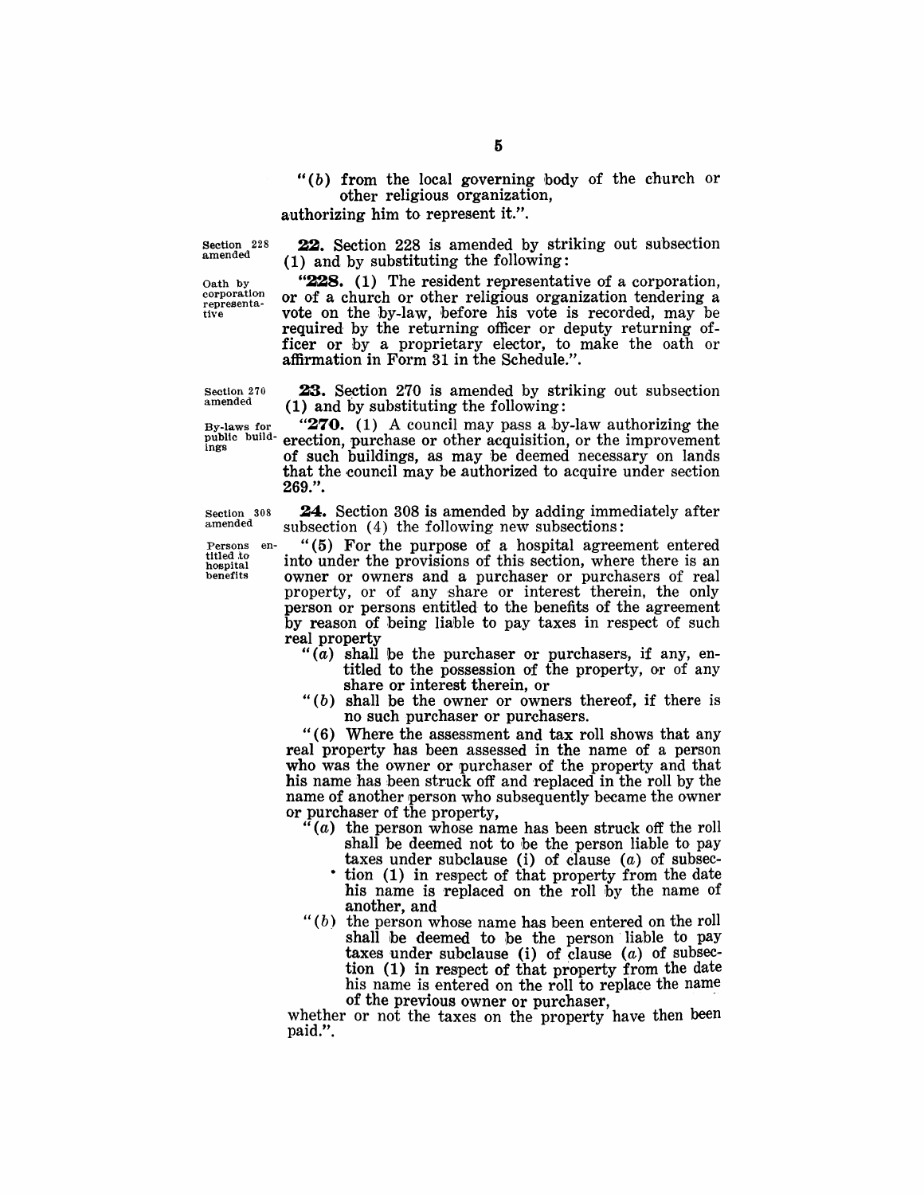"(*b*) from the local governing body of the church or other religious organization,

authorizing him to represent it.".

Section 228 amended

**22.** Section 228 is amended by striking out subsection (1) and by substituting the following:

Oath by corporation representative

"**228.** (1) The resident representative of a corporation, or of a church or other religious organization tendering a vote on the by-law, before his vote is recorded, may be required by the returning officer or deputy returning officer or by a proprietary elector, to make the oath or affirmation in Form 31 in the Schedule.".

Section 270 amended

**23.** Section 270 is amended by striking out subsection (1) and by substituting the following:

By-laws for public buildings

"**270.** (1) A council may pass a by-law authorizing the erection, purchase or other acquisition, or the improvement of such buildings, as may be deemed necessary on lands that the council may be authorized to acquire under section 269.".

Section 308 amended

**24.** Section 308 is amended by adding immediately after subsection (4) the following new subsections:

Persons entitled to hospital benefits

"(5) For the purpose of a hospital agreement entered into under the provisions of this section, where there is an owner or owners and a purchaser or purchasers of real property, or of any share or interest therein, the only person or persons entitled to the benefits of the agreement by reason of being liable to pay taxes in respect of such real property

"(*a*) shall be the purchaser or purchasers, if any, entitled to the possession of the property, or of any share or interest therein, or

"(*b*) shall be the owner or owners thereof, if there is no such purchaser or purchasers.

"(6) Where the assessment and tax roll shows that any real property has been assessed in the name of a person who was the owner or purchaser of the property and that his name has been struck off and replaced in the roll by the name of another person who subsequently became the owner or purchaser of the property,

"(*a*) the person whose name has been struck off the roll shall be deemed not to be the person liable to pay taxes under subclause (i) of clause (*a*) of subsection (1) in respect of that property from the date his name is replaced on the roll by the name of another, and

"(*b*) the person whose name has been entered on the roll shall be deemed to be the person liable to pay taxes under subclause (i) of clause (*a*) of subsection (1) in respect of that property from the date his name is entered on the roll to replace the name of the previous owner or purchaser,

whether or not the taxes on the property have then been paid.".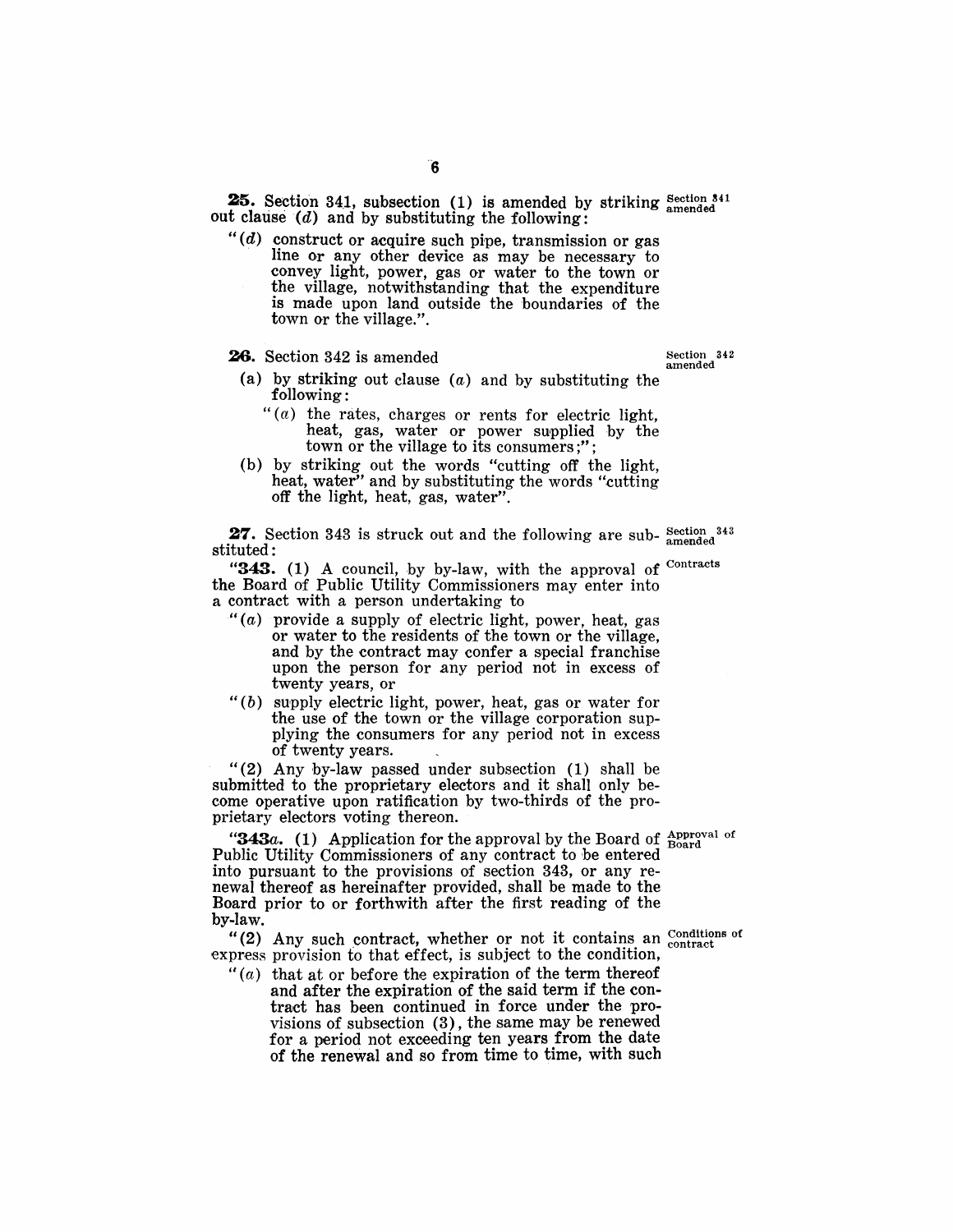**25.** Section 341, subsection (1) is amended by striking out clause (*d*) and by substituting the following: *Section 341 amended*

"(*d*) construct or acquire such pipe, transmission or gas line or any other device as may be necessary to convey light, power, gas or water to the town or the village, notwithstanding that the expenditure is made upon land outside the boundaries of the town or the village.".

**26.** Section 342 is amended *Section 342 amended*

(a) by striking out clause (*a*) and by substituting the following:

"(*a*) the rates, charges or rents for electric light, heat, gas, water or power supplied by the town or the village to its consumers;";

(b) by striking out the words "cutting off the light, heat, water" and by substituting the words "cutting off the light, heat, gas, water".

**27.** Section 343 is struck out and the following are substituted: *Section 343 amended*

"**343.** (1) A council, by by-law, with the approval of the Board of Public Utility Commissioners may enter into a contract with a person undertaking to *Contracts*

"(*a*) provide a supply of electric light, power, heat, gas or water to the residents of the town or the village, and by the contract may confer a special franchise upon the person for any period not in excess of twenty years, or

"(*b*) supply electric light, power, heat, gas or water for the use of the town or the village corporation supplying the consumers for any period not in excess of twenty years.

"(2) Any by-law passed under subsection (1) shall be submitted to the proprietary electors and it shall only become operative upon ratification by two-thirds of the proprietary electors voting thereon.

"**343*a*.** (1) Application for the approval by the Board of Public Utility Commissioners of any contract to be entered into pursuant to the provisions of section 343, or any renewal thereof as hereinafter provided, shall be made to the Board prior to or forthwith after the first reading of the by-law. *Approval of Board*

"(2) Any such contract, whether or not it contains an express provision to that effect, is subject to the condition, *Conditions of contract*

"(*a*) that at or before the expiration of the term thereof and after the expiration of the said term if the contract has been continued in force under the provisions of subsection (3), the same may be renewed for a period not exceeding ten years from the date of the renewal and so from time to time, with such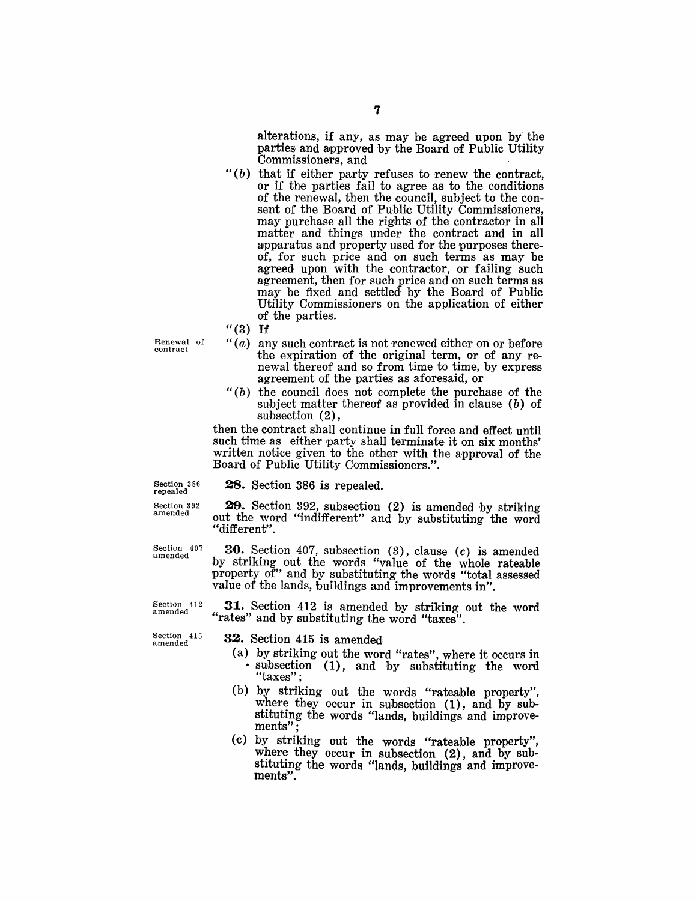alterations, if any, as may be agreed upon by the parties and approved by the Board of Public Utility Commissioners, and

"(b) that if either party refuses to renew the contract, or if the parties fail to agree as to the conditions of the renewal, then the council, subject to the consent of the Board of Public Utility Commissioners, may purchase all the rights of the contractor in all matter and things under the contract and in all apparatus and property used for the purposes thereof, for such price and on such terms as may be agreed upon with the contractor, or failing such agreement, then for such price and on such terms as may be fixed and settled by the Board of Public Utility Commissioners on the application of either of the parties.

"(3) If

Renewal of contract

"(a) any such contract is not renewed either on or before the expiration of the original term, or of any renewal thereof and so from time to time, by express agreement of the parties as aforesaid, or

"(b) the council does not complete the purchase of the subject matter thereof as provided in clause (b) of subsection (2),

then the contract shall continue in full force and effect until such time as either party shall terminate it on six months' written notice given to the other with the approval of the Board of Public Utility Commissioners.".

Section 386 repealed

**28.** Section 386 is repealed.

Section 392 amended

**29.** Section 392, subsection (2) is amended by striking out the word "indifferent" and by substituting the word "different".

Section 407 amended

**30.** Section 407, subsection (3), clause (c) is amended by striking out the words "value of the whole rateable property of" and by substituting the words "total assessed value of the lands, buildings and improvements in".

Section 412 amended

**31.** Section 412 is amended by striking out the word "rates" and by substituting the word "taxes".

Section 415 amended

**32.** Section 415 is amended

(a) by striking out the word "rates", where it occurs in subsection (1), and by substituting the word "taxes";

(b) by striking out the words "rateable property", where they occur in subsection (1), and by substituting the words "lands, buildings and improvements";

(c) by striking out the words "rateable property", where they occur in subsection (2), and by substituting the words "lands, buildings and improvements".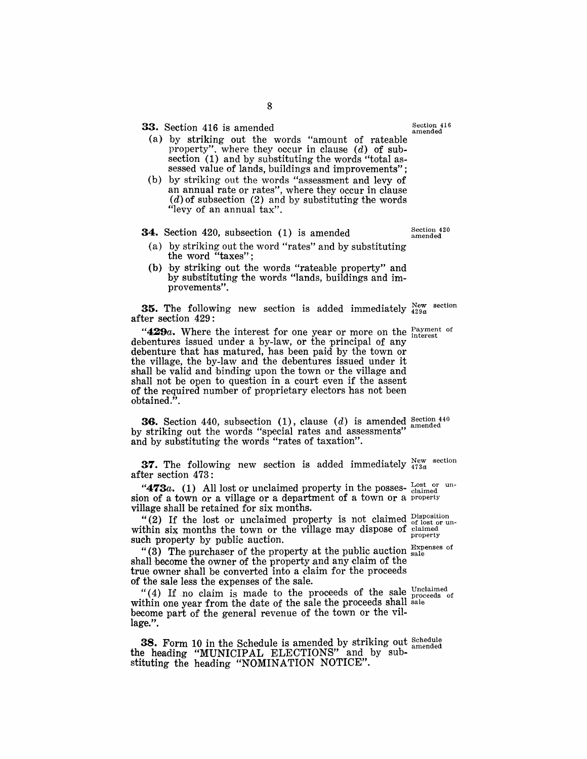**33.** Section 416 is amended

Section 416 amended

(a) by striking out the words "amount of rateable property", where they occur in clause (*d*) of subsection (1) and by substituting the words "total assessed value of lands, buildings and improvements";

(b) by striking out the words "assessment and levy of an annual rate or rates", where they occur in clause (*d*) of subsection (2) and by substituting the words "levy of an annual tax".

**34.** Section 420, subsection (1) is amended

Section 420 amended

(a) by striking out the word "rates" and by substituting the word "taxes";

(b) by striking out the words "rateable property" and by substituting the words "lands, buildings and improvements".

**35.** The following new section is added immediately after section 429:

New section 429*a*

"**429*a*.** Where the interest for one year or more on the debentures issued under a by-law, or the principal of any debenture that has matured, has been paid by the town or the village, the by-law and the debentures issued under it shall be valid and binding upon the town or the village and shall not be open to question in a court even if the assent of the required number of proprietary electors has not been obtained.".

Payment of interest

**36.** Section 440, subsection (1), clause (*d*) is amended by striking out the words "special rates and assessments" and by substituting the words "rates of taxation".

Section 440 amended

**37.** The following new section is added immediately after section 473:

New section 473*a*

"**473*a*.** (1) All lost or unclaimed property in the possession of a town or a village or a department of a town or a village shall be retained for six months.

Lost or unclaimed property

"(2) If the lost or unclaimed property is not claimed within six months the town or the village may dispose of such property by public auction.

Disposition of lost or unclaimed property

"(3) The purchaser of the property at the public auction shall become the owner of the property and any claim of the true owner shall be converted into a claim for the proceeds of the sale less the expenses of the sale.

Expenses of sale

"(4) If no claim is made to the proceeds of the sale within one year from the date of the sale the proceeds shall become part of the general revenue of the town or the village.".

Unclaimed proceeds of sale

**38.** Form 10 in the Schedule is amended by striking out the heading "MUNICIPAL ELECTIONS" and by substituting the heading "NOMINATION NOTICE".

Schedule amended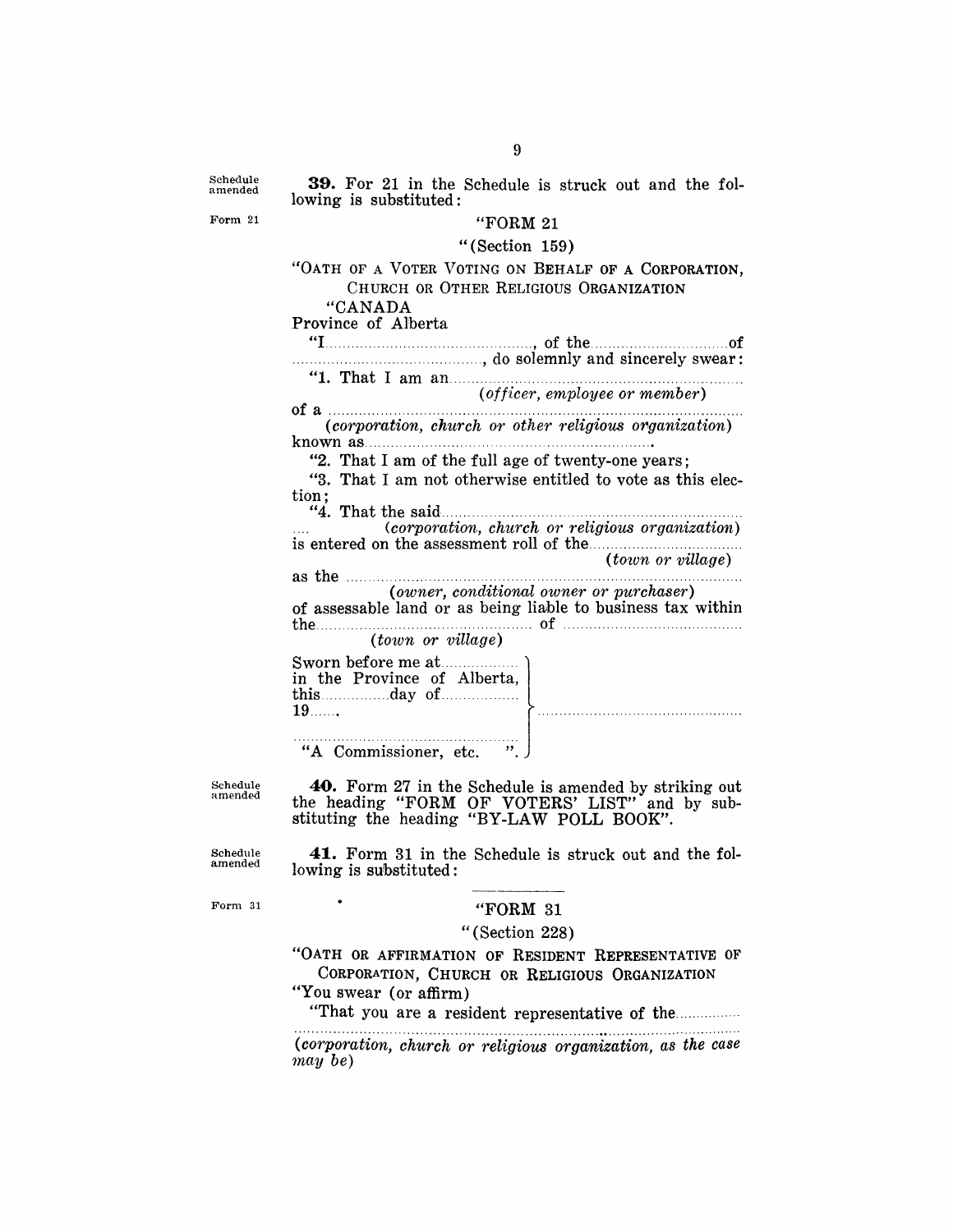Schedule amended

**39.** For 21 in the Schedule is struck out and the following is substituted:

Form 21

"FORM 21

"(Section 159)

"OATH OF A VOTER VOTING ON BEHALF OF A CORPORATION, CHURCH OR OTHER RELIGIOUS ORGANIZATION

"CANADA
Province of Alberta

"I............................................., of the............................of
..........................................., do solemnly and sincerely swear:

"1. That I am an...................................................................
*(officer, employee or member)*
of a ..............................................................................................
*(corporation, church or other religious organization)*
known as..................................................................

"2. That I am of the full age of twenty-one years;

"3. That I am not otherwise entitled to vote as this election;

"4. That the said.....................................................................
.... *(corporation, church or religious organization)*
is entered on the assessment roll of the...................................
*(town or village)*
as the ..........................................................................................
*(owner, conditional owner or purchaser)*
of assessable land or as being liable to business tax within the................................................ of ........................................
*(town or village)*

Sworn before me at................
in the Province of Alberta,
this...............day of.................
19......
................................................... ...............................................
"A Commissioner, etc. ".

Schedule amended

**40.** Form 27 in the Schedule is amended by striking out the heading "FORM OF VOTERS' LIST" and by substituting the heading "BY-LAW POLL BOOK".

Schedule amended

**41.** Form 31 in the Schedule is struck out and the following is substituted:

Form 31

"FORM 31

"(Section 228)

"OATH OR AFFIRMATION OF RESIDENT REPRESENTATIVE OF CORPORATION, CHURCH OR RELIGIOUS ORGANIZATION

"You swear (or affirm)

"That you are a resident representative of the...............
.......................................................................................................
*(corporation, church or religious organization, as the case may be)*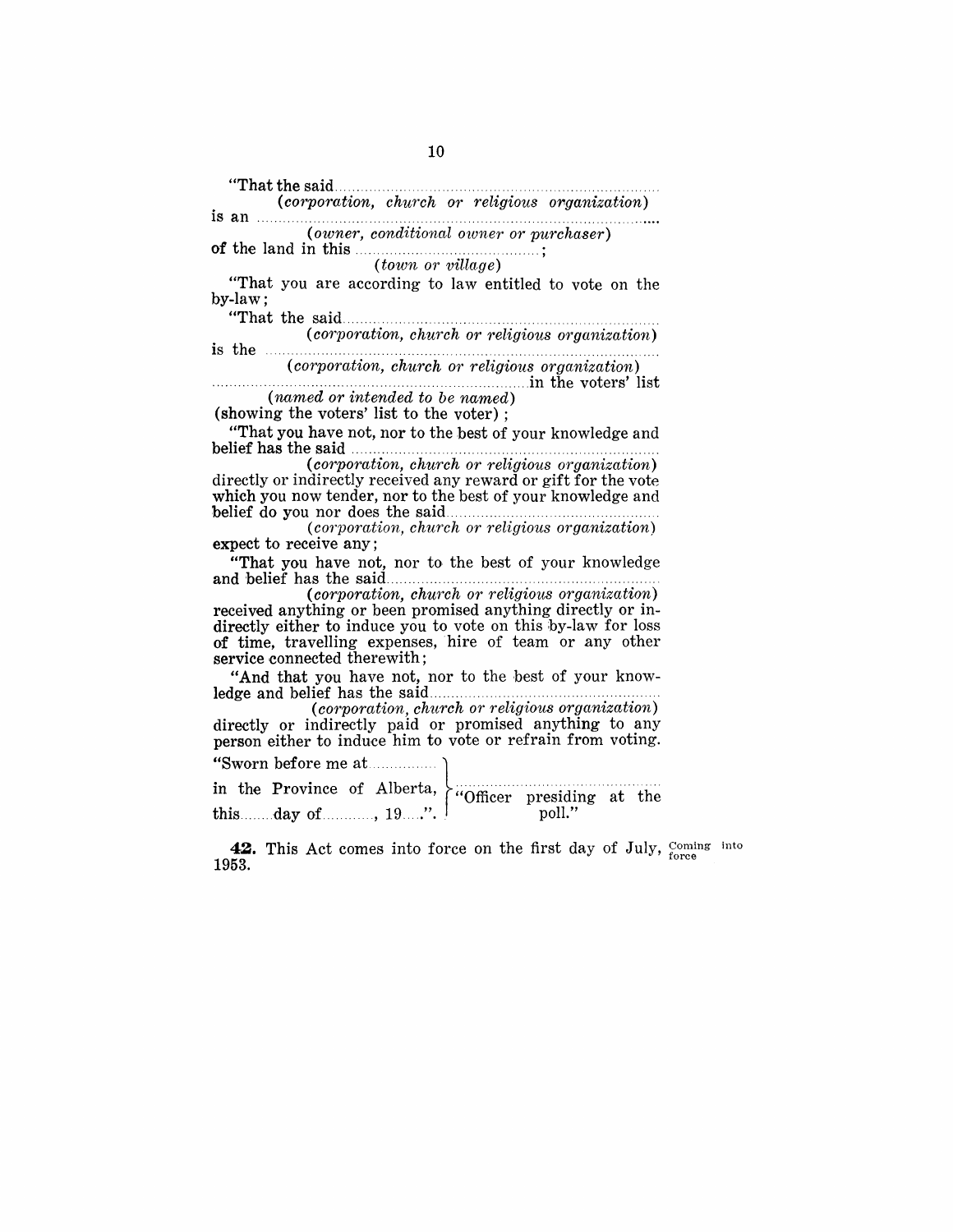"That the said.............................................................................
*(corporation, church or religious organization)*
is an .............................................................................................
*(owner, conditional owner or purchaser)*
of the land in this ..........................................;
*(town or village)*

"That you are according to law entitled to vote on the by-law;

"That the said.............................................................................
*(corporation, church or religious organization)*
is the .............................................................................................
*(corporation, church or religious organization)*
..................................................................................in the voters' list
*(named or intended to be named)*
(showing the voters' list to the voter);

"That you have not, nor to the best of your knowledge and belief has the said .............................................................................
*(corporation, church or religious organization)*
directly or indirectly received any reward or gift for the vote which you now tender, nor to the best of your knowledge and belief do you nor does the said.................................................
*(corporation, church or religious organization)*
expect to receive any;

"That you have not, nor to the best of your knowledge and belief has the said.............................................................................
*(corporation, church or religious organization)*
received anything or been promised anything directly or indirectly either to induce you to vote on this by-law for loss of time, travelling expenses, hire of team or any other service connected therewith;

"And that you have not, nor to the best of your knowledge and belief has the said.....................................................
*(corporation, church or religious organization)*
directly or indirectly paid or promised anything to any person either to induce him to vote or refrain from voting.

"Sworn before me at...............
in the Province of Alberta,
this........day of............, 19....".

.................................................
"Officer presiding at the poll."

**42.** This Act comes into force on the first day of July, 1953. *Coming into force*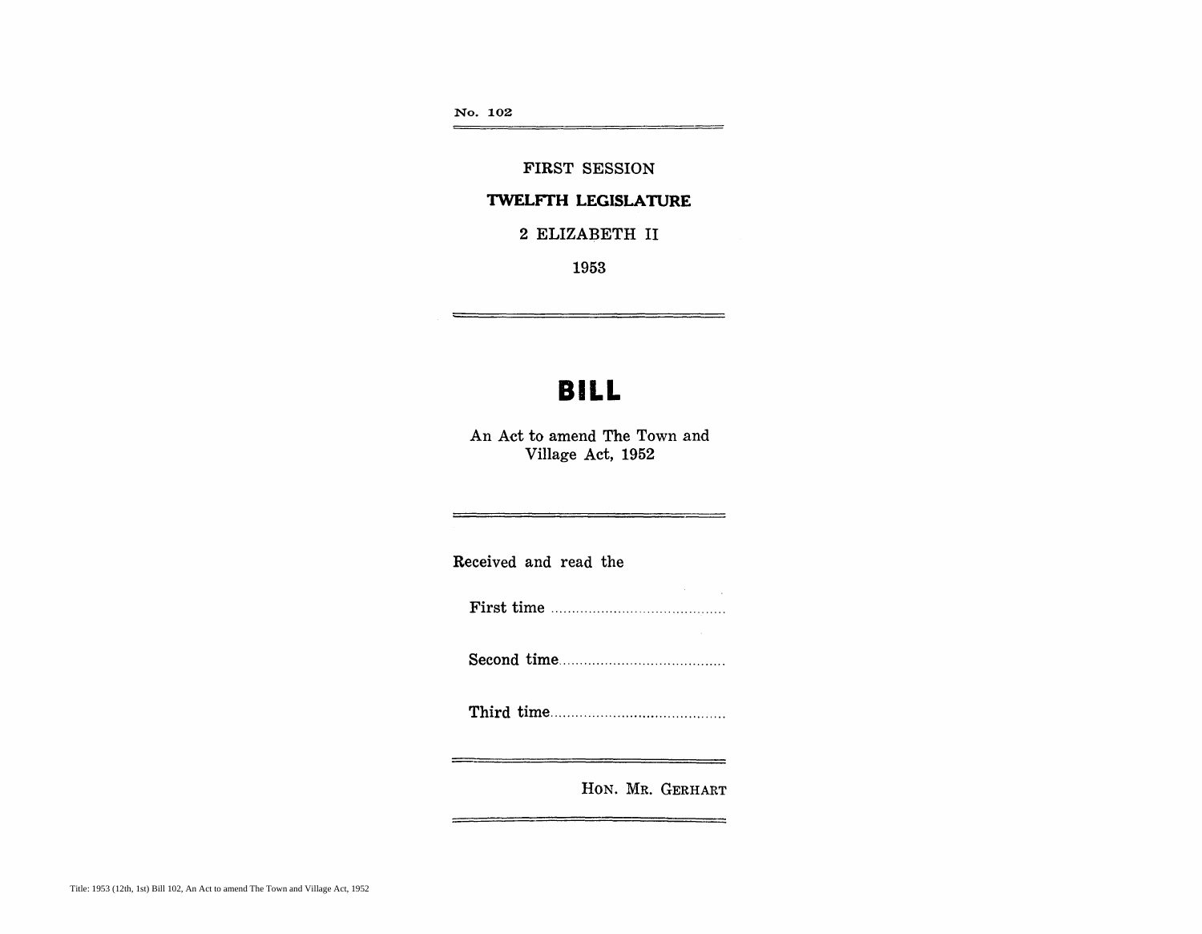No. 102

FIRST SESSION

**TWELFTH LEGISLATURE**

2 ELIZABETH II

1953

# BILL

An Act to amend The Town and Village Act, 1952

Received and read the

First time ..........................................

Second time........................................

Third time..........................................

HON. MR. GERHART

Title: 1953 (12th, 1st) Bill 102, An Act to amend The Town and Village Act, 1952